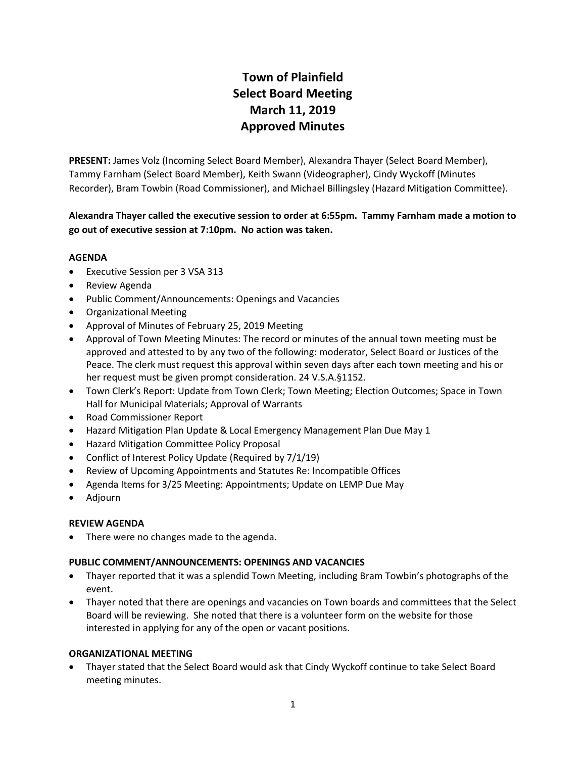# Town of Plainfield
# Select Board Meeting
# March 11, 2019
# Approved Minutes

**PRESENT:** James Volz (Incoming Select Board Member), Alexandra Thayer (Select Board Member), Tammy Farnham (Select Board Member), Keith Swann (Videographer), Cindy Wyckoff (Minutes Recorder), Bram Towbin (Road Commissioner), and Michael Billingsley (Hazard Mitigation Committee).

**Alexandra Thayer called the executive session to order at 6:55pm. Tammy Farnham made a motion to go out of executive session at 7:10pm. No action was taken.**

**AGENDA**

- Executive Session per 3 VSA 313
- Review Agenda
- Public Comment/Announcements: Openings and Vacancies
- Organizational Meeting
- Approval of Minutes of February 25, 2019 Meeting
- Approval of Town Meeting Minutes: The record or minutes of the annual town meeting must be approved and attested to by any two of the following: moderator, Select Board or Justices of the Peace. The clerk must request this approval within seven days after each town meeting and his or her request must be given prompt consideration. 24 V.S.A.§1152.
- Town Clerk's Report: Update from Town Clerk; Town Meeting; Election Outcomes; Space in Town Hall for Municipal Materials; Approval of Warrants
- Road Commissioner Report
- Hazard Mitigation Plan Update & Local Emergency Management Plan Due May 1
- Hazard Mitigation Committee Policy Proposal
- Conflict of Interest Policy Update (Required by 7/1/19)
- Review of Upcoming Appointments and Statutes Re: Incompatible Offices
- Agenda Items for 3/25 Meeting: Appointments; Update on LEMP Due May
- Adjourn

**REVIEW AGENDA**

- There were no changes made to the agenda.

**PUBLIC COMMENT/ANNOUNCEMENTS: OPENINGS AND VACANCIES**

- Thayer reported that it was a splendid Town Meeting, including Bram Towbin's photographs of the event.
- Thayer noted that there are openings and vacancies on Town boards and committees that the Select Board will be reviewing. She noted that there is a volunteer form on the website for those interested in applying for any of the open or vacant positions.

**ORGANIZATIONAL MEETING**

- Thayer stated that the Select Board would ask that Cindy Wyckoff continue to take Select Board meeting minutes.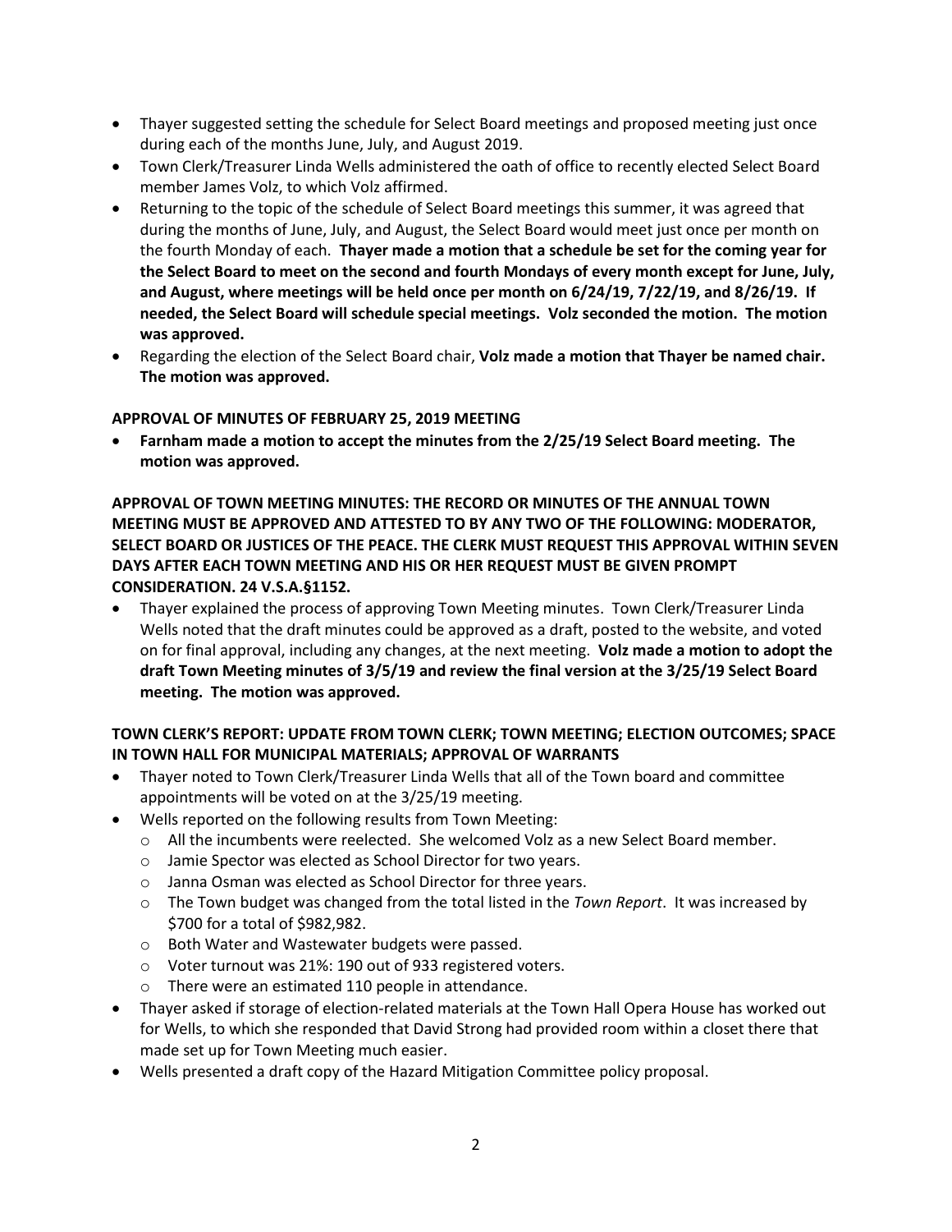- Thayer suggested setting the schedule for Select Board meetings and proposed meeting just once during each of the months June, July, and August 2019.
- Town Clerk/Treasurer Linda Wells administered the oath of office to recently elected Select Board member James Volz, to which Volz affirmed.
- Returning to the topic of the schedule of Select Board meetings this summer, it was agreed that during the months of June, July, and August, the Select Board would meet just once per month on the fourth Monday of each. **Thayer made a motion that a schedule be set for the coming year for the Select Board to meet on the second and fourth Mondays of every month except for June, July, and August, where meetings will be held once per month on 6/24/19, 7/22/19, and 8/26/19. If needed, the Select Board will schedule special meetings. Volz seconded the motion. The motion was approved.**
- Regarding the election of the Select Board chair, **Volz made a motion that Thayer be named chair. The motion was approved.**

**APPROVAL OF MINUTES OF FEBRUARY 25, 2019 MEETING**

- **Farnham made a motion to accept the minutes from the 2/25/19 Select Board meeting. The motion was approved.**

**APPROVAL OF TOWN MEETING MINUTES: THE RECORD OR MINUTES OF THE ANNUAL TOWN MEETING MUST BE APPROVED AND ATTESTED TO BY ANY TWO OF THE FOLLOWING: MODERATOR, SELECT BOARD OR JUSTICES OF THE PEACE. THE CLERK MUST REQUEST THIS APPROVAL WITHIN SEVEN DAYS AFTER EACH TOWN MEETING AND HIS OR HER REQUEST MUST BE GIVEN PROMPT CONSIDERATION. 24 V.S.A.§1152.**

- Thayer explained the process of approving Town Meeting minutes. Town Clerk/Treasurer Linda Wells noted that the draft minutes could be approved as a draft, posted to the website, and voted on for final approval, including any changes, at the next meeting. **Volz made a motion to adopt the draft Town Meeting minutes of 3/5/19 and review the final version at the 3/25/19 Select Board meeting. The motion was approved.**

**TOWN CLERK'S REPORT: UPDATE FROM TOWN CLERK; TOWN MEETING; ELECTION OUTCOMES; SPACE IN TOWN HALL FOR MUNICIPAL MATERIALS; APPROVAL OF WARRANTS**

- Thayer noted to Town Clerk/Treasurer Linda Wells that all of the Town board and committee appointments will be voted on at the 3/25/19 meeting.
- Wells reported on the following results from Town Meeting:
  - All the incumbents were reelected. She welcomed Volz as a new Select Board member.
  - Jamie Spector was elected as School Director for two years.
  - Janna Osman was elected as School Director for three years.
  - The Town budget was changed from the total listed in the *Town Report*. It was increased by $700 for a total of $982,982.
  - Both Water and Wastewater budgets were passed.
  - Voter turnout was 21%: 190 out of 933 registered voters.
  - There were an estimated 110 people in attendance.
- Thayer asked if storage of election-related materials at the Town Hall Opera House has worked out for Wells, to which she responded that David Strong had provided room within a closet there that made set up for Town Meeting much easier.
- Wells presented a draft copy of the Hazard Mitigation Committee policy proposal.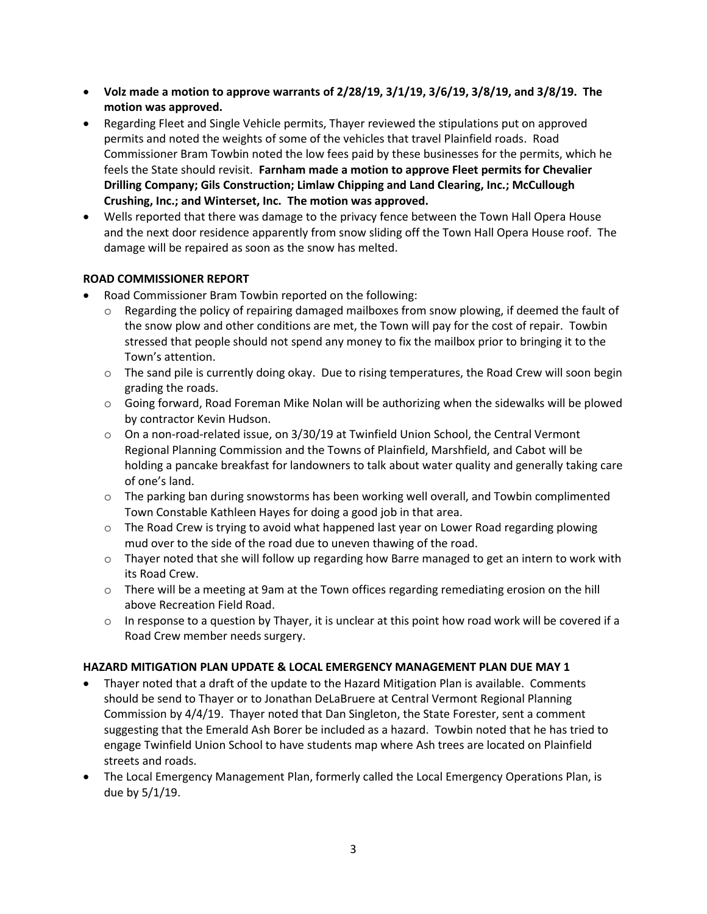- **Volz made a motion to approve warrants of 2/28/19, 3/1/19, 3/6/19, 3/8/19, and 3/8/19. The motion was approved.**
- Regarding Fleet and Single Vehicle permits, Thayer reviewed the stipulations put on approved permits and noted the weights of some of the vehicles that travel Plainfield roads. Road Commissioner Bram Towbin noted the low fees paid by these businesses for the permits, which he feels the State should revisit. **Farnham made a motion to approve Fleet permits for Chevalier Drilling Company; Gils Construction; Limlaw Chipping and Land Clearing, Inc.; McCullough Crushing, Inc.; and Winterset, Inc. The motion was approved.**
- Wells reported that there was damage to the privacy fence between the Town Hall Opera House and the next door residence apparently from snow sliding off the Town Hall Opera House roof. The damage will be repaired as soon as the snow has melted.

**ROAD COMMISSIONER REPORT**

- Road Commissioner Bram Towbin reported on the following:
  - Regarding the policy of repairing damaged mailboxes from snow plowing, if deemed the fault of the snow plow and other conditions are met, the Town will pay for the cost of repair. Towbin stressed that people should not spend any money to fix the mailbox prior to bringing it to the Town's attention.
  - The sand pile is currently doing okay. Due to rising temperatures, the Road Crew will soon begin grading the roads.
  - Going forward, Road Foreman Mike Nolan will be authorizing when the sidewalks will be plowed by contractor Kevin Hudson.
  - On a non-road-related issue, on 3/30/19 at Twinfield Union School, the Central Vermont Regional Planning Commission and the Towns of Plainfield, Marshfield, and Cabot will be holding a pancake breakfast for landowners to talk about water quality and generally taking care of one's land.
  - The parking ban during snowstorms has been working well overall, and Towbin complimented Town Constable Kathleen Hayes for doing a good job in that area.
  - The Road Crew is trying to avoid what happened last year on Lower Road regarding plowing mud over to the side of the road due to uneven thawing of the road.
  - Thayer noted that she will follow up regarding how Barre managed to get an intern to work with its Road Crew.
  - There will be a meeting at 9am at the Town offices regarding remediating erosion on the hill above Recreation Field Road.
  - In response to a question by Thayer, it is unclear at this point how road work will be covered if a Road Crew member needs surgery.

**HAZARD MITIGATION PLAN UPDATE & LOCAL EMERGENCY MANAGEMENT PLAN DUE MAY 1**

- Thayer noted that a draft of the update to the Hazard Mitigation Plan is available. Comments should be send to Thayer or to Jonathan DeLaBruere at Central Vermont Regional Planning Commission by 4/4/19. Thayer noted that Dan Singleton, the State Forester, sent a comment suggesting that the Emerald Ash Borer be included as a hazard. Towbin noted that he has tried to engage Twinfield Union School to have students map where Ash trees are located on Plainfield streets and roads.
- The Local Emergency Management Plan, formerly called the Local Emergency Operations Plan, is due by 5/1/19.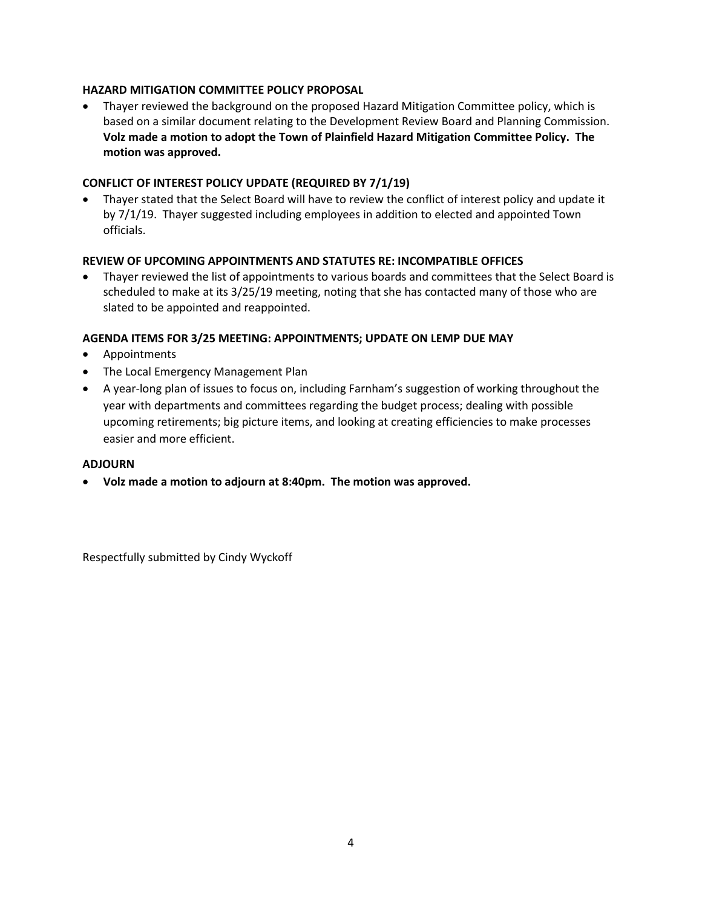**HAZARD MITIGATION COMMITTEE POLICY PROPOSAL**

- Thayer reviewed the background on the proposed Hazard Mitigation Committee policy, which is based on a similar document relating to the Development Review Board and Planning Commission. **Volz made a motion to adopt the Town of Plainfield Hazard Mitigation Committee Policy. The motion was approved.**

**CONFLICT OF INTEREST POLICY UPDATE (REQUIRED BY 7/1/19)**

- Thayer stated that the Select Board will have to review the conflict of interest policy and update it by 7/1/19. Thayer suggested including employees in addition to elected and appointed Town officials.

**REVIEW OF UPCOMING APPOINTMENTS AND STATUTES RE: INCOMPATIBLE OFFICES**

- Thayer reviewed the list of appointments to various boards and committees that the Select Board is scheduled to make at its 3/25/19 meeting, noting that she has contacted many of those who are slated to be appointed and reappointed.

**AGENDA ITEMS FOR 3/25 MEETING: APPOINTMENTS; UPDATE ON LEMP DUE MAY**

- Appointments
- The Local Emergency Management Plan
- A year-long plan of issues to focus on, including Farnham's suggestion of working throughout the year with departments and committees regarding the budget process; dealing with possible upcoming retirements; big picture items, and looking at creating efficiencies to make processes easier and more efficient.

**ADJOURN**

- **Volz made a motion to adjourn at 8:40pm. The motion was approved.**

Respectfully submitted by Cindy Wyckoff